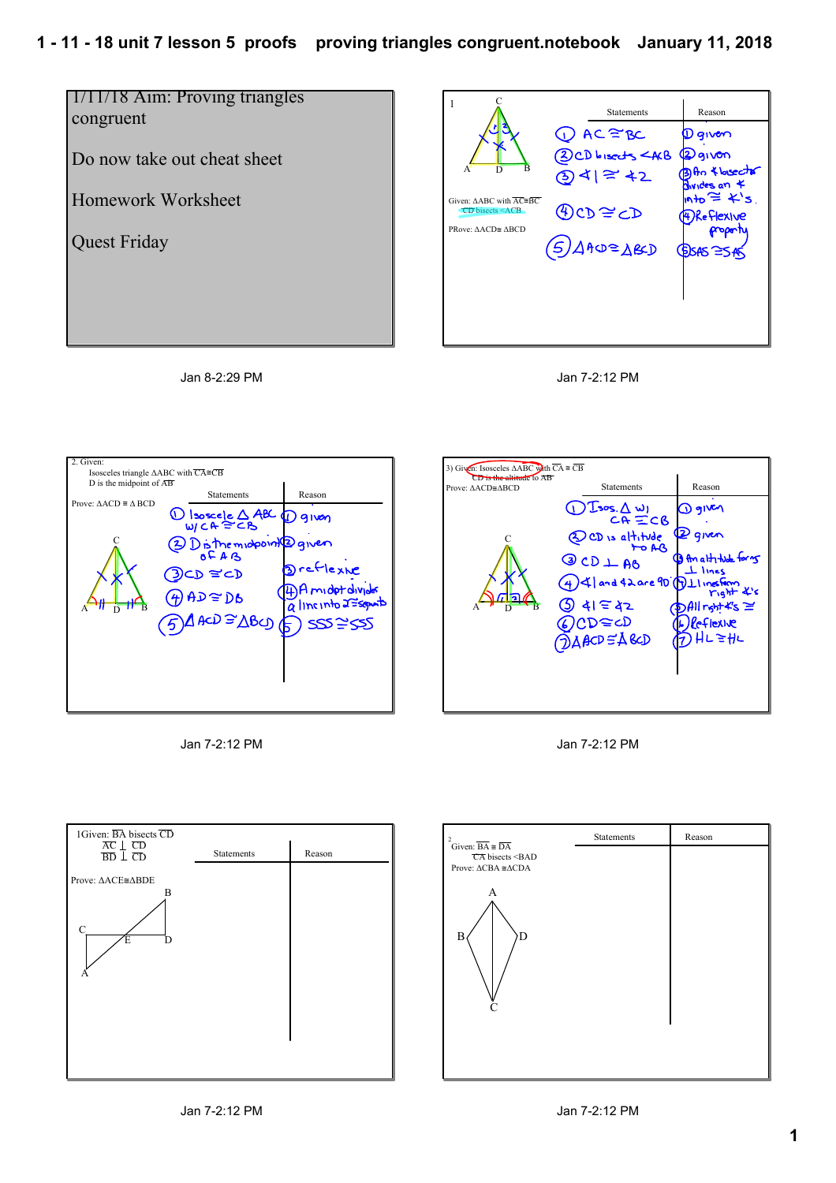# 1 - 11 - 18 unit 7 lesson 5 proofs proving triangles congruent.notebook January 11, 2018

1/11/18 Aim: Proving triangles congruent

Do now take out cheat sheet

Homework Worksheet

Quest Friday

Jan 8-2:29 PM

---

1

Given: ΔABC with $\overline{AC} \cong \overline{BC}$
$\overline{CD}$ bisects <ACB

PRove: ΔACD≅ ΔBCD

| Statements | Reason |
|---|---|
| ① AC ≅ BC | ① given |
| ② CD bisects <ACB | ② given |
| ③ ∠1 ≅ ∠2 | ③ An ∠ bisector divides an ∠ into ≅ ∠'s. |
| ④ CD ≅ CD | ④ Reflexive property |
| ⑤ ΔACD ≅ ΔBCD | ⑤ SAS ≅ SAS |

Jan 7-2:12 PM

---

2. Given:
Isosceles triangle ΔABC with $\overline{CA} \cong \overline{CB}$
D is the midpoint of $\overline{AB}$

Prove: ΔACD ≅ Δ BCD

| Statements | Reason |
|---|---|
| ① Isoscele Δ ABC w/ CA ≅ CB | ① given |
| ② D is the midpoint of AB | ② given |
| ③ CD ≅ CD | ③ reflexive |
| ④ AD ≅ DB | ④ A midpt divides a line into 2 ≅ segments |
| ⑤ Δ ACD ≅ ΔBCD | ⑤ SSS ≅ SSS |

Jan 7-2:12 PM

---

3) Given: Isosceles ΔABC with $\overline{CA} \cong \overline{CB}$
$\overline{CD}$ is the altitude to $\overline{AB}$

Prove: ΔACD≅ΔBCD

| Statements | Reason |
|---|---|
| ① Isos. Δ w/ CA ≅ CB | ① given |
| ② CD is altitude to AB | ② given |
| ③ CD ⊥ AB | ③ An altitude forms ⊥ lines |
| ④ ∠1 and ∠2 are 90° | ④ ⊥ lines form right ∠'s |
| ⑤ ∠1 ≅ ∠2 | ⑤ All right ∠'s ≅ |
| ⑥ CD ≅ CD | ⑥ Reflexive |
| ⑦ ΔACD ≅ ΔBCD | ⑦ HL ≅ HL |

Jan 7-2:12 PM

---

1Given: $\overline{BA}$ bisects $\overline{CD}$
$\overline{AC} \perp \overline{CD}$
$\overline{BD} \perp \overline{CD}$

Prove: ΔACE≅ΔBDE

| Statements | Reason |
|---|---|
| | |

Jan 7-2:12 PM

---

2
Given: $\overline{BA} \cong \overline{DA}$
$\overline{CA}$ bisects <BAD

Prove: ΔCBA ≅ΔCDA

| Statements | Reason |
|---|---|
| | |

Jan 7-2:12 PM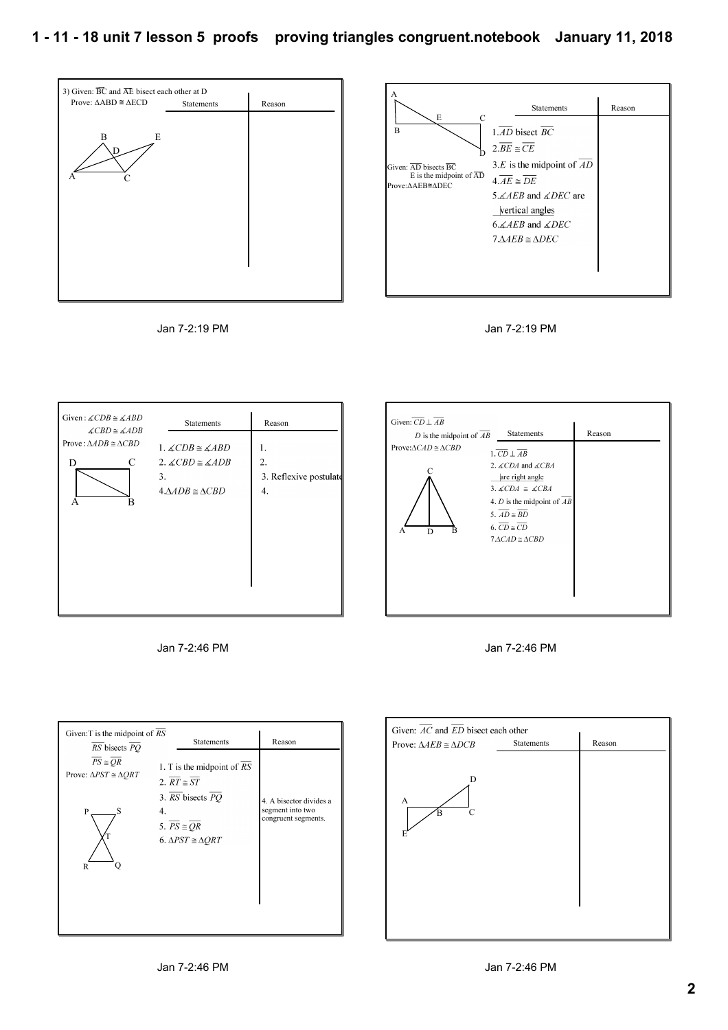3) Given: $\overline{BC}$ and $\overline{AE}$ bisect each other at D
Prove: $\Delta ABD \cong \Delta ECD$

| Statements | Reason |
| --- | --- |
| | |

Jan 7-2:19 PM

Given: $\overline{AD}$ bisects $\overline{BC}$
E is the midpoint of $\overline{AD}$
Prove: $\Delta AEB \cong \Delta DEC$

| Statements | Reason |
| --- | --- |
| 1. $\overline{AD}$ bisect $\overline{BC}$ | |
| 2. $\overline{BE} \cong \overline{CE}$ | |
| 3. $E$ is the midpoint of $\overline{AD}$ | |
| 4. $\overline{AE} \cong \overline{DE}$ | |
| 5. $\measuredangle AEB$ and $\measuredangle DEC$ are vertical angles | |
| 6. $\measuredangle AEB$ and $\measuredangle DEC$ | |
| 7. $\Delta AEB \cong \Delta DEC$ | |

Jan 7-2:19 PM

Given: $\measuredangle CDB \cong \measuredangle ABD$
$\measuredangle CBD \cong \measuredangle ADB$
Prove: $\Delta ADB \cong \Delta CBD$

| Statements | Reason |
| --- | --- |
| 1. $\measuredangle CDB \cong \measuredangle ABD$ | 1. |
| 2. $\measuredangle CBD \cong \measuredangle ADB$ | 2. |
| 3. | 3. Reflexive postulate |
| 4. $\Delta ADB \cong \Delta CBD$ | 4. |

Jan 7-2:46 PM

Given: $\overline{CD} \perp \overline{AB}$
$D$ is the midpoint of $\overline{AB}$
Prove: $\Delta CAD \cong \Delta CBD$

| Statements | Reason |
| --- | --- |
| 1. $\overline{CD} \perp \overline{AB}$ | |
| 2. $\measuredangle CDA$ and $\measuredangle CBA$ are right angle | |
| 3. $\measuredangle CDA \cong \measuredangle CBA$ | |
| 4. $D$ is the midpoint of $\overline{AB}$ | |
| 5. $\overline{AD} \cong \overline{BD}$ | |
| 6. $\overline{CD} \cong \overline{CD}$ | |
| 7. $\Delta CAD \cong \Delta CBD$ | |

Jan 7-2:46 PM

Given: T is the midpoint of $\overline{RS}$
$\overline{RS}$ bisects $\overline{PQ}$
$\overline{PS} \cong \overline{QR}$
Prove: $\Delta PST \cong \Delta QRT$

| Statements | Reason |
| --- | --- |
| 1. T is the midpoint of $\overline{RS}$ | |
| 2. $\overline{RT} \cong \overline{ST}$ | |
| 3. $\overline{RS}$ bisects $\overline{PQ}$ | |
| 4. | 4. A bisector divides a segment into two congruent segments. |
| 5. $\overline{PS} \cong \overline{QR}$ | |
| 6. $\Delta PST \cong \Delta QRT$ | |

Jan 7-2:46 PM

Given: $\overline{AC}$ and $\overline{ED}$ bisect each other
Prove: $\Delta AEB \cong \Delta DCB$

| Statements | Reason |
| --- | --- |
| | |

Jan 7-2:46 PM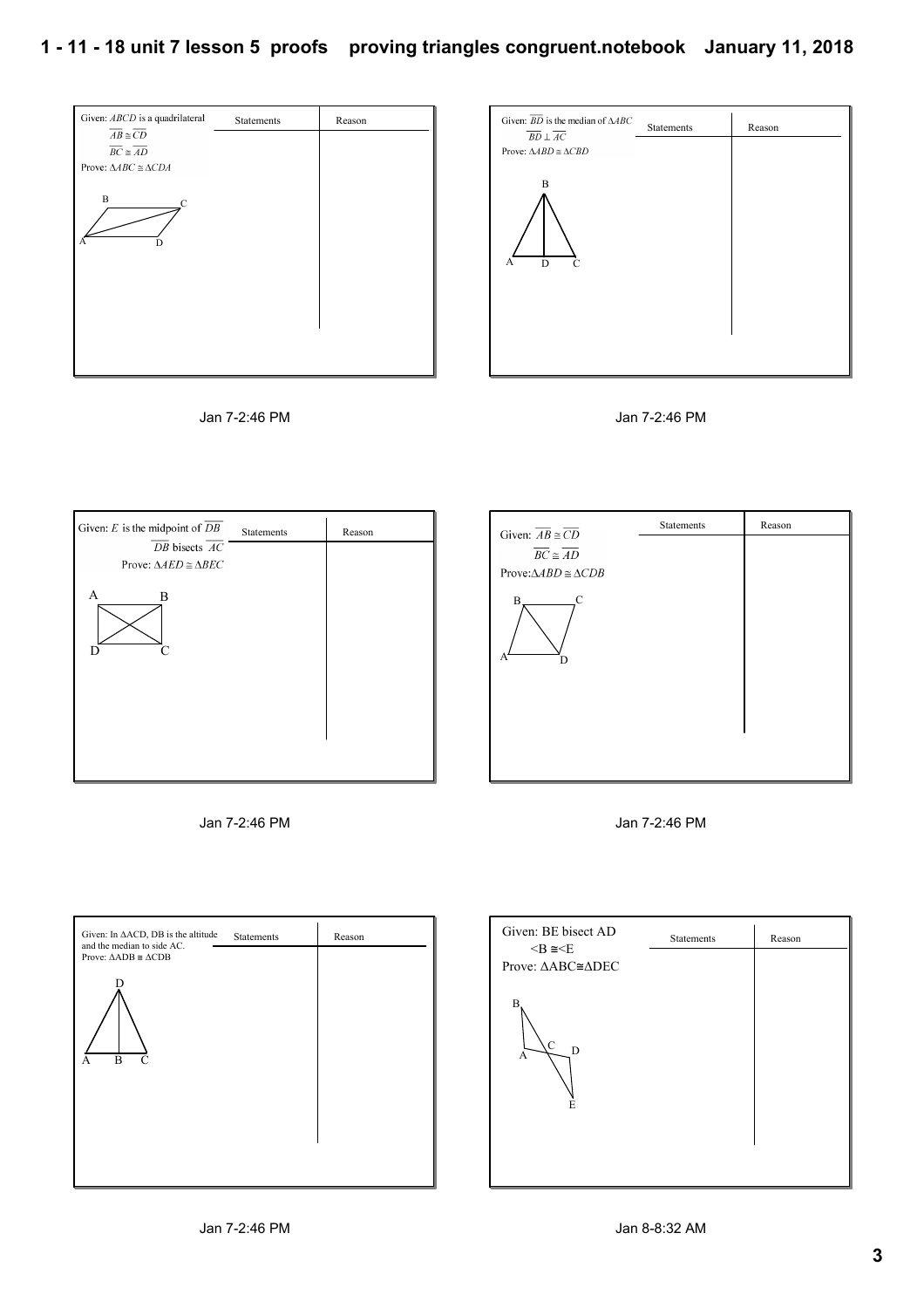Given: $ABCD$ is a quadrilateral
$\overline{AB} \cong \overline{CD}$
$\overline{BC} \cong \overline{AD}$
Prove: $\Delta ABC \cong \Delta CDA$

| Statements | Reason |
| --- | --- |
| | |

Jan 7-2:46 PM

Given: $\overline{BD}$ is the median of $\Delta ABC$
$\overline{BD} \perp \overline{AC}$
Prove: $\Delta ABD \cong \Delta CBD$

| Statements | Reason |
| --- | --- |
| | |

Jan 7-2:46 PM

Given: $E$ is the midpoint of $\overline{DB}$
$\overline{DB}$ bisects $\overline{AC}$
Prove: $\Delta AED \cong \Delta BEC$

| Statements | Reason |
| --- | --- |
| | |

Jan 7-2:46 PM

Given: $\overline{AB} \cong \overline{CD}$
$\overline{BC} \cong \overline{AD}$
Prove: $\Delta ABD \cong \Delta CDB$

| Statements | Reason |
| --- | --- |
| | |

Jan 7-2:46 PM

Given: In $\Delta ACD$, DB is the altitude and the median to side AC.
Prove: $\Delta ADB \cong \Delta CDB$

| Statements | Reason |
| --- | --- |
| | |

Jan 7-2:46 PM

Given: BE bisect AD
$\angle B \cong \angle E$
Prove: $\Delta ABC \cong \Delta DEC$

| Statements | Reason |
| --- | --- |
| | |

Jan 8-8:32 AM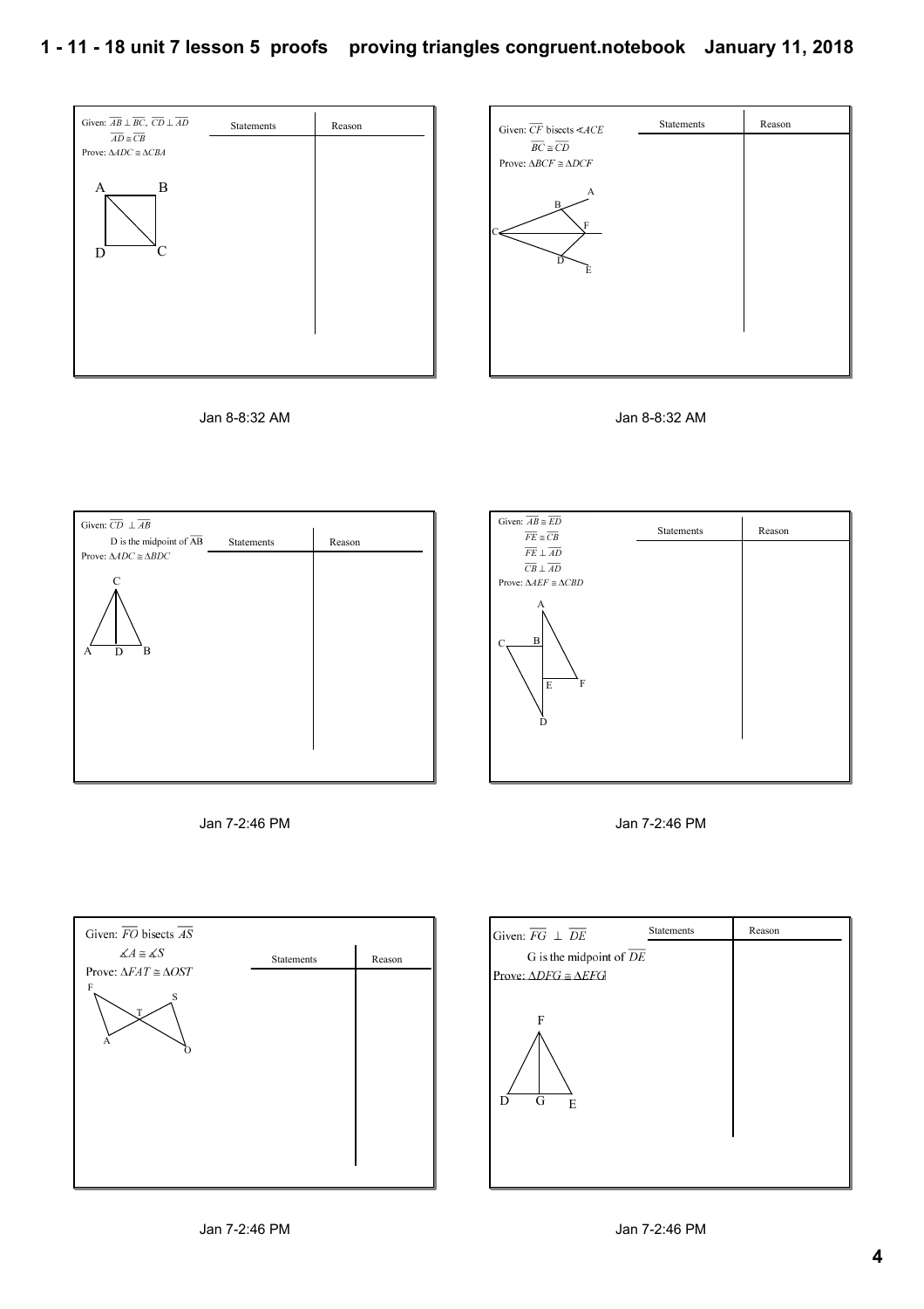Given: $\overline{AB} \perp \overline{BC}$, $\overline{CD} \perp \overline{AD}$

$\overline{AD} \cong \overline{CB}$

Prove: $\Delta ADC \cong \Delta CBA$

| Statements | Reason |
| --- | --- |
| | |

Jan 8-8:32 AM

Given: $\overline{CF}$ bisects $\measuredangle ACE$

$\overline{BC} \cong \overline{CD}$

Prove: $\Delta BCF \cong \Delta DCF$

| Statements | Reason |
| --- | --- |
| | |

Jan 8-8:32 AM

Given: $\overline{CD} \perp \overline{AB}$

D is the midpoint of $\overline{AB}$

Prove: $\Delta ADC \cong \Delta BDC$

| Statements | Reason |
| --- | --- |
| | |

Jan 7-2:46 PM

Given: $\overline{AB} \cong \overline{ED}$

$\overline{FE} \cong \overline{CB}$

$\overline{FE} \perp \overline{AD}$

$\overline{CB} \perp \overline{AD}$

Prove: $\Delta AEF \cong \Delta CBD$

| Statements | Reason |
| --- | --- |
| | |

Jan 7-2:46 PM

Given: $\overline{FO}$ bisects $\overline{AS}$

$\measuredangle A \cong \measuredangle S$

Prove: $\Delta FAT \cong \Delta OST$

| Statements | Reason |
| --- | --- |
| | |

Jan 7-2:46 PM

Given: $\overline{FG} \perp \overline{DE}$

G is the midpoint of $\overline{DE}$

Prove: $\Delta DFG \cong \Delta EFG$

| Statements | Reason |
| --- | --- |
| | |

Jan 7-2:46 PM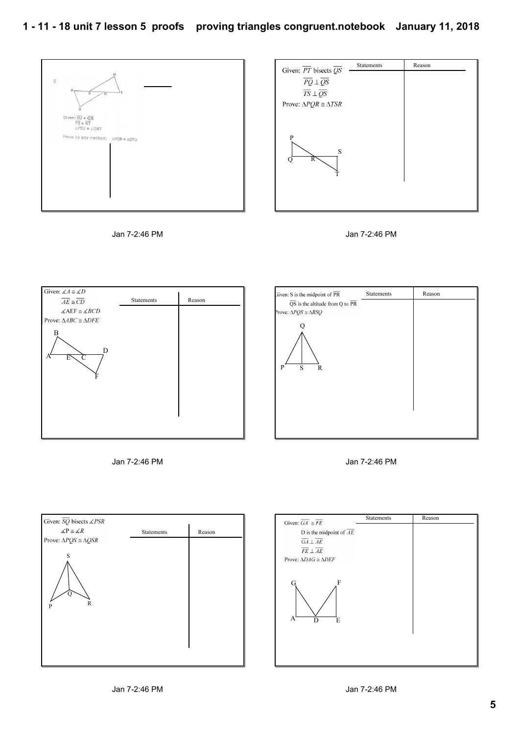5.

Given: $\overline{SU} \cong \overline{QR}$

$\overline{PS} \cong \overline{RT}$

$\angle PSU \cong \angle QRT$

Prove by any method: $\Delta PQR \cong \Delta STU$

Jan 7-2:46 PM

Given: $\overline{PT}$ bisects $\overline{QS}$

$\overline{PQ} \perp \overline{QS}$

$\overline{TS} \perp \overline{QS}$

Prove: $\Delta PQR \cong \Delta TSR$

| Statements | Reason |
|---|---|
| | |

Jan 7-2:46 PM

Given: $\measuredangle A \cong \measuredangle D$

$\overline{AE} \cong \overline{CD}$

$\measuredangle AEF \cong \measuredangle BCD$

Prove: $\Delta ABC \cong \Delta DFE$

| Statements | Reason |
|---|---|
| | |

Jan 7-2:46 PM

Given: S is the midpoint of $\overline{PR}$

$\overline{QS}$ is the altitude from Q to $\overline{PR}$

Prove: $\Delta PQS \cong \Delta RSQ$

| Statements | Reason |
|---|---|
| | |

Jan 7-2:46 PM

Given: $\overline{SQ}$ bisects $\measuredangle PSR$

$\measuredangle P \cong \measuredangle R$

Prove: $\Delta PQS \cong \Delta QSR$

| Statements | Reason |
|---|---|
| | |

Jan 7-2:46 PM

Given: $\overline{GA} \cong \overline{FE}$

D is the midpoint of $\overline{AE}$

$\overline{GA} \perp \overline{AE}$

$\overline{FE} \perp \overline{AE}$

Prove: $\Delta DAG \cong \Delta DEF$

| Statements | Reason |
|---|---|
| | |

Jan 7-2:46 PM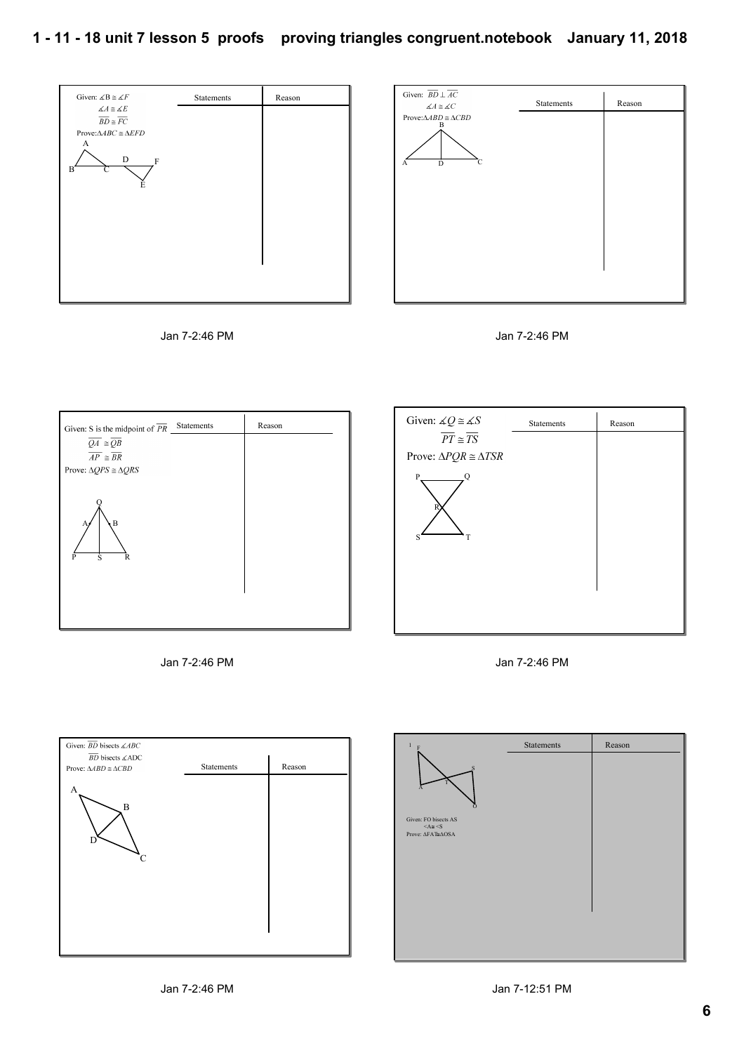Given: $\angle B \cong \angle F$
$\angle A \cong \angle E$
$\overline{BD} \cong \overline{FC}$
Prove: $\Delta ABC \cong \Delta EFD$

A, B, C, D, F, E

| Statements | Reason |
|---|---|
| | |

Jan 7-2:46 PM

Given: $\overline{BD} \perp \overline{AC}$
$\angle A \cong \angle C$
Prove: $\Delta ABD \cong \Delta CBD$

B, A, D, C

| Statements | Reason |
|---|---|
| | |

Jan 7-2:46 PM

Given: S is the midpoint of $\overline{PR}$
$\overline{QA} \cong \overline{QB}$
$\overline{AP} \cong \overline{BR}$
Prove: $\Delta QPS \cong \Delta QRS$

Q, A, B, P, S, R

| Statements | Reason |
|---|---|
| | |

Jan 7-2:46 PM

Given: $\angle Q \cong \angle S$
$\overline{PT} \cong \overline{TS}$
Prove: $\Delta PQR \cong \Delta TSR$

P, Q, R, S, T

| Statements | Reason |
|---|---|
| | |

Jan 7-2:46 PM

Given: $\overline{BD}$ bisects $\angle ABC$
$\overline{BD}$ bisects $\angle ADC$
Prove: $\Delta ABD \cong \Delta CBD$

A, B, D, C

| Statements | Reason |
|---|---|
| | |

Jan 7-2:46 PM

1

F, S, A, T, O

Given: FO bisects AS
<A ≅ <S
Prove: ΔFAT ≅ ΔOSA

| Statements | Reason |
|---|---|
| | |

Jan 7-12:51 PM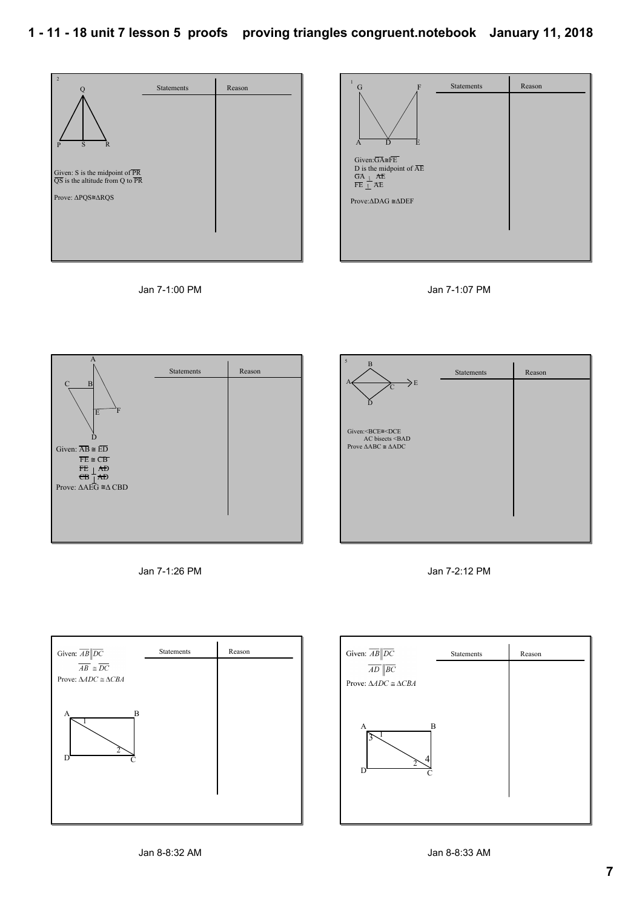2

Given: S is the midpoint of $\overline{PR}$
$\overline{QS}$ is the altitude from Q to $\overline{PR}$

Prove: $\Delta PQS \cong \Delta RQS$

| Statements | Reason |
|---|---|
| | |

Jan 7-1:00 PM

1

Given: $\overline{GA} \cong \overline{FE}$
D is the midpoint of $\overline{AE}$
$\overline{GA} \perp \overline{AE}$
$\overline{FE} \perp \overline{AE}$

Prove: $\Delta DAG \cong \Delta DEF$

| Statements | Reason |
|---|---|
| | |

Jan 7-1:07 PM

Given: $\overline{AB} \cong \overline{ED}$
$\overline{FE} \cong \overline{CB}$
$\overline{FE} \perp \overline{AD}$
$\overline{CB} \perp \overline{AD}$

Prove: $\Delta AEG \cong \Delta CBD$

| Statements | Reason |
|---|---|
| | |

Jan 7-1:26 PM

5

Given: $\angle BCE \cong \angle DCE$
AC bisects $\angle BAD$

Prove $\Delta ABC \cong \Delta ADC$

| Statements | Reason |
|---|---|
| | |

Jan 7-2:12 PM

Given: $\overline{AB} \parallel \overline{DC}$
$\overline{AB} \cong \overline{DC}$

Prove: $\Delta ADC \cong \Delta CBA$

| Statements | Reason |
|---|---|
| | |

Jan 8-8:32 AM

Given: $\overline{AB} \parallel \overline{DC}$
$\overline{AD} \parallel \overline{BC}$

Prove: $\Delta ADC \cong \Delta CBA$

| Statements | Reason |
|---|---|
| | |

Jan 8-8:33 AM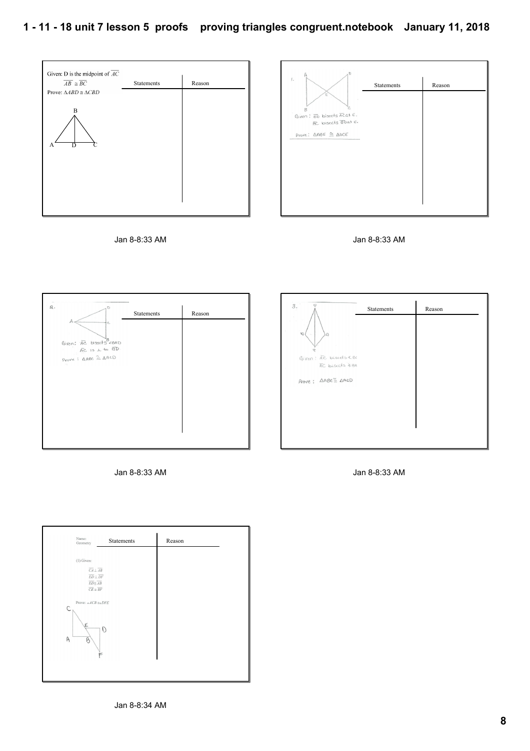Given: D is the midpoint of $\overline{AC}$

$\overline{AB} \cong \overline{BC}$

Prove: $\Delta ABD \cong \Delta CBD$

B

A D C

| Statements | Reason |
|---|---|
| | |

Jan 8-8:33 AM

1.

A D

E

B C

Given: $\overline{AD}$ bisects $\overline{AC}$ at E.

$\overline{AC}$ bisects $\overline{BD}$ at E.

Prove: $\Delta ABE \cong \Delta DCE$

| Statements | Reason |
|---|---|
| | |

Jan 8-8:33 AM

2.

D

A C

B

Given: $\overline{AC}$ bisects $\angle BAD$

$\overline{AC}$ is $\perp$ to $\overline{BD}$

Prove: $\Delta ABC \cong \Delta ACD$

| Statements | Reason |
|---|---|
| | |

Jan 8-8:33 AM

3.

C

B A

D

Given: $\overline{AC}$ bisects $\angle BC$

$\overline{AC}$ bisects $\angle BA$

Prove: $\Delta ABC \cong \Delta ACD$

| Statements | Reason |
|---|---|
| | |

Jan 8-8:33 AM

Name:
Geometry

(1) Given:

$\overline{CA} \perp \overline{AB}$

$\overline{ED} \perp \overline{DF}$

$\overline{ED} \parallel \overline{AB}$

$\overline{CE} \cong \overline{BF}$

Prove: $\Delta ACB \cong \Delta DFE$

C

E D

A B

F

| Statements | Reason |
|---|---|
| | |

Jan 8-8:34 AM